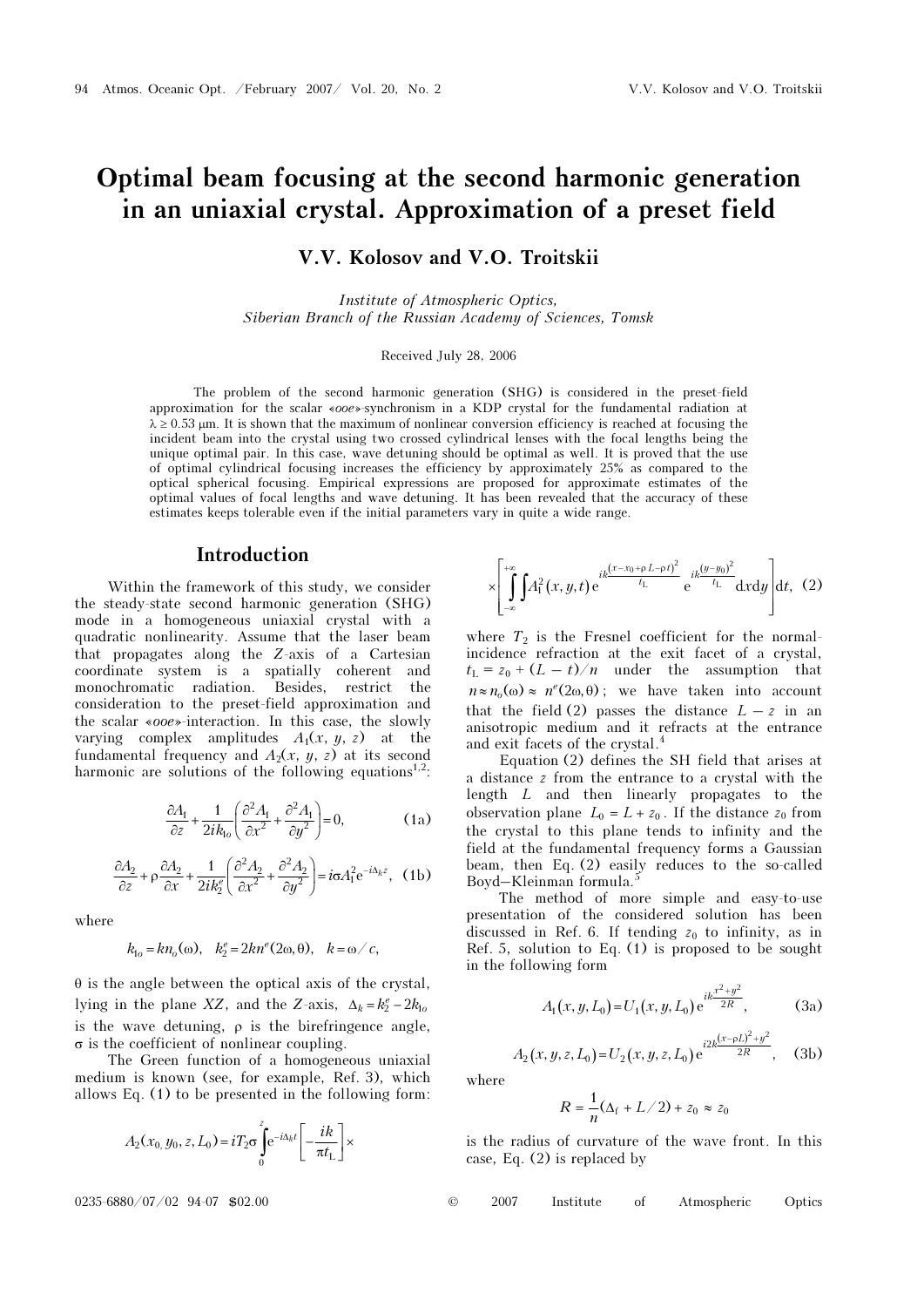# Optimal beam focusing at the second harmonic generation in an uniaxial crystal. Approximation of a preset field

**V.V. Kolosov and V.O. Troitskii**

*Institute of Atmospheric Optics, Siberian Branch of the Russian Academy of Sciences, Tomsk*

Received July 28, 2006

The problem of the second harmonic generation (SHG) is considered in the preset-field approximation for the scalar «*ooe*»-synchronism in a KDP crystal for the fundamental radiation at $\lambda \geq 0.53$ μm. It is shown that the maximum of nonlinear conversion efficiency is reached at focusing the incident beam into the crystal using two crossed cylindrical lenses with the focal lengths being the unique optimal pair. In this case, wave detuning should be optimal as well. It is proved that the use of optimal cylindrical focusing increases the efficiency by approximately 25% as compared to the optical spherical focusing. Empirical expressions are proposed for approximate estimates of the optimal values of focal lengths and wave detuning. It has been revealed that the accuracy of these estimates keeps tolerable even if the initial parameters vary in quite a wide range.

## Introduction

Within the framework of this study, we consider the steady-state second harmonic generation (SHG) mode in a homogeneous uniaxial crystal with a quadratic nonlinearity. Assume that the laser beam that propagates along the $Z$-axis of a Cartesian coordinate system is a spatially coherent and monochromatic radiation. Besides, restrict the consideration to the preset-field approximation and the scalar «*ooe*»-interaction. In this case, the slowly varying complex amplitudes $A_1(x, y, z)$ at the fundamental frequency and $A_2(x, y, z)$ at its second harmonic are solutions of the following equations[1,2]:

$$\frac{\partial A_1}{\partial z} + \frac{1}{2ik_{1o}}\left(\frac{\partial^2 A_1}{\partial x^2} + \frac{\partial^2 A_1}{\partial y^2}\right) = 0, \tag{1a}$$

$$\frac{\partial A_2}{\partial z} + \rho\frac{\partial A_2}{\partial x} + \frac{1}{2ik_2^e}\left(\frac{\partial^2 A_2}{\partial x^2} + \frac{\partial^2 A_2}{\partial y^2}\right) = i\sigma A_1^2 e^{-i\Delta_k z}, \tag{1b}$$

where

$$k_{1o} = kn_o(\omega), \quad k_2^e = 2kn^e(2\omega, \theta), \quad k = \omega / c,$$

$\theta$ is the angle between the optical axis of the crystal, lying in the plane $XZ$, and the $Z$-axis, $\Delta_k = k_2^e - 2k_{1o}$ is the wave detuning, $\rho$ is the birefringence angle, $\sigma$ is the coefficient of nonlinear coupling.

The Green function of a homogeneous uniaxial medium is known (see, for example, Ref. 3), which allows Eq. (1) to be presented in the following form:

$$A_2(x_0, y_0, z, L_0) = iT_2\sigma\int_0^z e^{-i\Delta_k t}\left[-\frac{ik}{\pi t_L}\right]\times$$

$$\times\left[\iint_{-\infty}^{+\infty} A_1^2(x, y, t)\, e^{ik\frac{(x - x_0 + \rho L - \rho t)^2}{t_L}} e^{ik\frac{(y - y_0)^2}{t_L}} dx dy\right] dt, \tag{2}$$

where $T_2$ is the Fresnel coefficient for the normal-incidence refraction at the exit facet of a crystal, $t_L = z_0 + (L - t)/n$ under the assumption that $n \approx n_o(\omega) \approx n^e(2\omega, \theta)$; we have taken into account that the field (2) passes the distance $L - z$ in an anisotropic medium and it refracts at the entrance and exit facets of the crystal.[4]

Equation (2) defines the SH field that arises at a distance $z$ from the entrance to a crystal with the length $L$ and then linearly propagates to the observation plane $L_0 = L + z_0$. If the distance $z_0$ from the crystal to this plane tends to infinity and the field at the fundamental frequency forms a Gaussian beam, then Eq. (2) easily reduces to the so-called Boyd–Kleinman formula.[5]

The method of more simple and easy-to-use presentation of the considered solution has been discussed in Ref. 6. If tending $z_0$ to infinity, as in Ref. 5, solution to Eq. (1) is proposed to be sought in the following form

$$A_1(x, y, L_0) = U_1(x, y, L_0)\, e^{ik\frac{x^2 + y^2}{2R}}, \tag{3a}$$

$$A_2(x, y, z, L_0) = U_2(x, y, z, L_0)\, e^{i2k\frac{(x - \rho L)^2 + y^2}{2R}}, \tag{3b}$$

where

$$R = \frac{1}{n}(\Delta_f + L/2) + z_0 \approx z_0$$

is the radius of curvature of the wave front. In this case, Eq. (2) is replaced by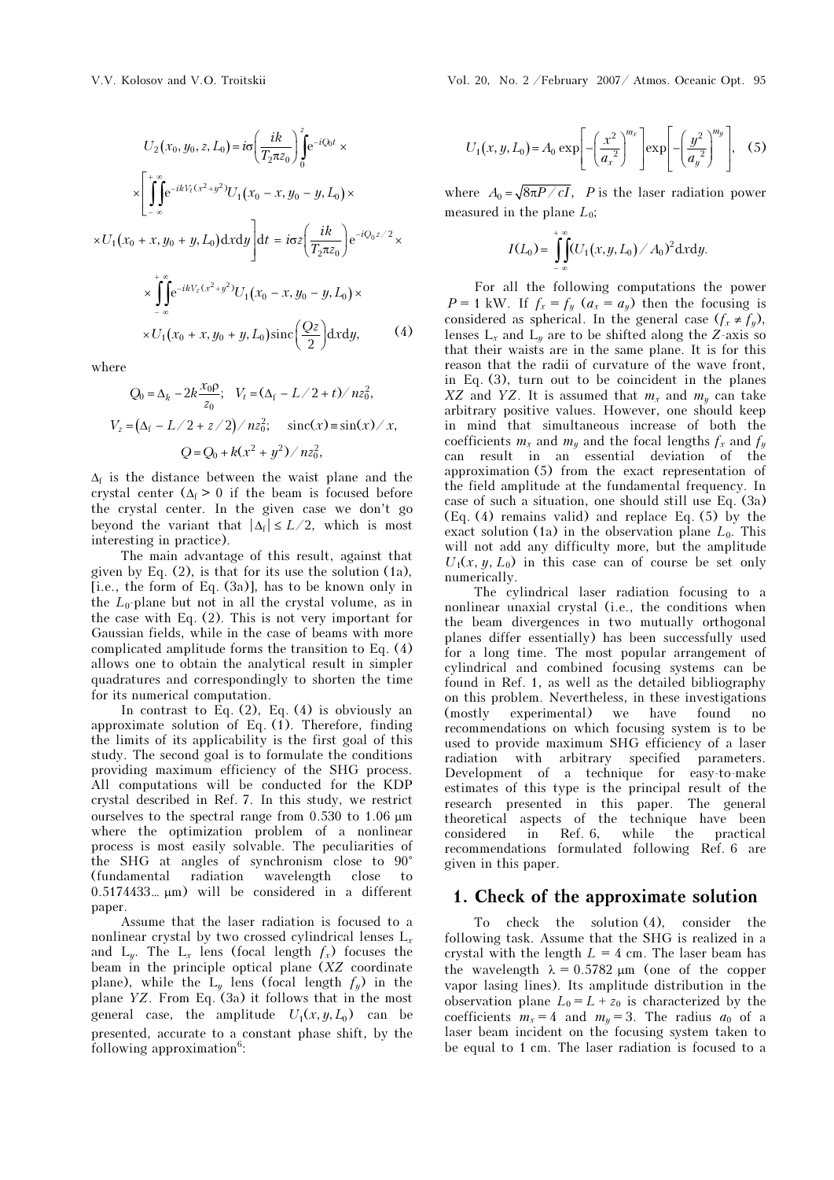$$U_2(x_0, y_0, z, L_0) = i\sigma\left(\frac{ik}{T_2\pi z_0}\right)\int_0^z e^{-iQ_0 t}\times$$

$$\times\left[\iint_{-\infty}^{+\infty} e^{-ikV_t(x^2+y^2)} U_1(x_0 - x, y_0 - y, L_0)\times\right.$$

$$\left.\times U_1(x_0 + x, y_0 + y, L_0)\mathrm{d}x\mathrm{d}y\right]\mathrm{d}t = i\sigma z\left(\frac{ik}{T_2\pi z_0}\right)e^{-iQ_0 z/2}\times$$

$$\times\iint_{-\infty}^{+\infty} e^{-ikV_z(x^2+y^2)} U_1(x_0 - x, y_0 - y, L_0)\times$$

$$\times U_1(x_0 + x, y_0 + y, L_0)\,\mathrm{sinc}\left(\frac{Qz}{2}\right)\mathrm{d}x\mathrm{d}y, \qquad (4)$$

where

$$Q_0 = \Delta_k - 2k\frac{x_0\rho}{z_0};\quad V_t = (\Delta_f - L/2 + t)/nz_0^2,$$

$$V_z = (\Delta_f - L/2 + z/2)/nz_0^2;\quad \mathrm{sinc}(x) \equiv \sin(x)/x,$$

$$Q = Q_0 + k(x^2 + y^2)/nz_0^2,$$

$\Delta_f$ is the distance between the waist plane and the crystal center ($\Delta_f > 0$ if the beam is focused before the crystal center. In the given case we don't go beyond the variant that $|\Delta_f| \le L/2$, which is most interesting in practice).

The main advantage of this result, against that given by Eq. (2), is that for its use the solution (1a), [i.e., the form of Eq. (3a)], has to be known only in the $L_0$-plane but not in all the crystal volume, as in the case with Eq. (2). This is not very important for Gaussian fields, while in the case of beams with more complicated amplitude forms the transition to Eq. (4) allows one to obtain the analytical result in simpler quadratures and correspondingly to shorten the time for its numerical computation.

In contrast to Eq. (2), Eq. (4) is obviously an approximate solution of Eq. (1). Therefore, finding the limits of its applicability is the first goal of this study. The second goal is to formulate the conditions providing maximum efficiency of the SHG process. All computations will be conducted for the KDP crystal described in Ref. 7. In this study, we restrict ourselves to the spectral range from 0.530 to 1.06 μm where the optimization problem of a nonlinear process is most easily solvable. The peculiarities of the SHG at angles of synchronism close to 90° (fundamental radiation wavelength close to 0.5174433... μm) will be considered in a different paper.

Assume that the laser radiation is focused to a nonlinear crystal by two crossed cylindrical lenses $L_x$ and $L_y$. The $L_x$ lens (focal length $f_x$) focuses the beam in the principle optical plane ($XZ$ coordinate plane), while the $L_y$ lens (focal length $f_y$) in the plane $YZ$. From Eq. (3a) it follows that in the most general case, the amplitude $U_1(x, y, L_0)$ can be presented, accurate to a constant phase shift, by the following approximation[6]:

$$U_1(x, y, L_0) = A_0\exp\left[-\left(\frac{x^2}{a_x^2}\right)^{m_x}\right]\exp\left[-\left(\frac{y^2}{a_y^2}\right)^{m_y}\right], \quad (5)$$

where $A_0 = \sqrt{8\pi P/cI}$, $P$ is the laser radiation power measured in the plane $L_0$;

$$I(L_0) = \iint_{-\infty}^{+\infty}(U_1(x, y, L_0)/A_0)^2\mathrm{d}x\mathrm{d}y.$$

For all the following computations the power $P = 1$ kW. If $f_x = f_y$ ($a_x = a_y$) then the focusing is considered as spherical. In the general case ($f_x \ne f_y$), lenses $L_x$ and $L_y$ are to be shifted along the $Z$-axis so that their waists are in the same plane. It is for this reason that the radii of curvature of the wave front, in Eq. (3), turn out to be coincident in the planes $XZ$ and $YZ$. It is assumed that $m_x$ and $m_y$ can take arbitrary positive values. However, one should keep in mind that simultaneous increase of both the coefficients $m_x$ and $m_y$ and the focal lengths $f_x$ and $f_y$ can result in an essential deviation of the approximation (5) from the exact representation of the field amplitude at the fundamental frequency. In case of such a situation, one should still use Eq. (3a) (Eq. (4) remains valid) and replace Eq. (5) by the exact solution (1a) in the observation plane $L_0$. This will not add any difficulty more, but the amplitude $U_1(x, y, L_0)$ in this case can of course be set only numerically.

The cylindrical laser radiation focusing to a nonlinear unaxial crystal (i.e., the conditions when the beam divergences in two mutually orthogonal planes differ essentially) has been successfully used for a long time. The most popular arrangement of cylindrical and combined focusing systems can be found in Ref. 1, as well as the detailed bibliography on this problem. Nevertheless, in these investigations (mostly experimental) we have found no recommendations on which focusing system is to be used to provide maximum SHG efficiency of a laser radiation with arbitrary specified parameters. Development of a technique for easy-to-make estimates of this type is the principal result of the research presented in this paper. The general theoretical aspects of the technique have been considered in Ref. 6, while the practical recommendations formulated following Ref. 6 are given in this paper.

## 1. Check of the approximate solution

To check the solution (4), consider the following task. Assume that the SHG is realized in a crystal with the length $L = 4$ cm. The laser beam has the wavelength $\lambda = 0.5782$ μm (one of the copper vapor lasing lines). Its amplitude distribution in the observation plane $L_0 = L + z_0$ is characterized by the coefficients $m_x = 4$ and $m_y = 3$. The radius $a_0$ of a laser beam incident on the focusing system taken to be equal to 1 cm. The laser radiation is focused to a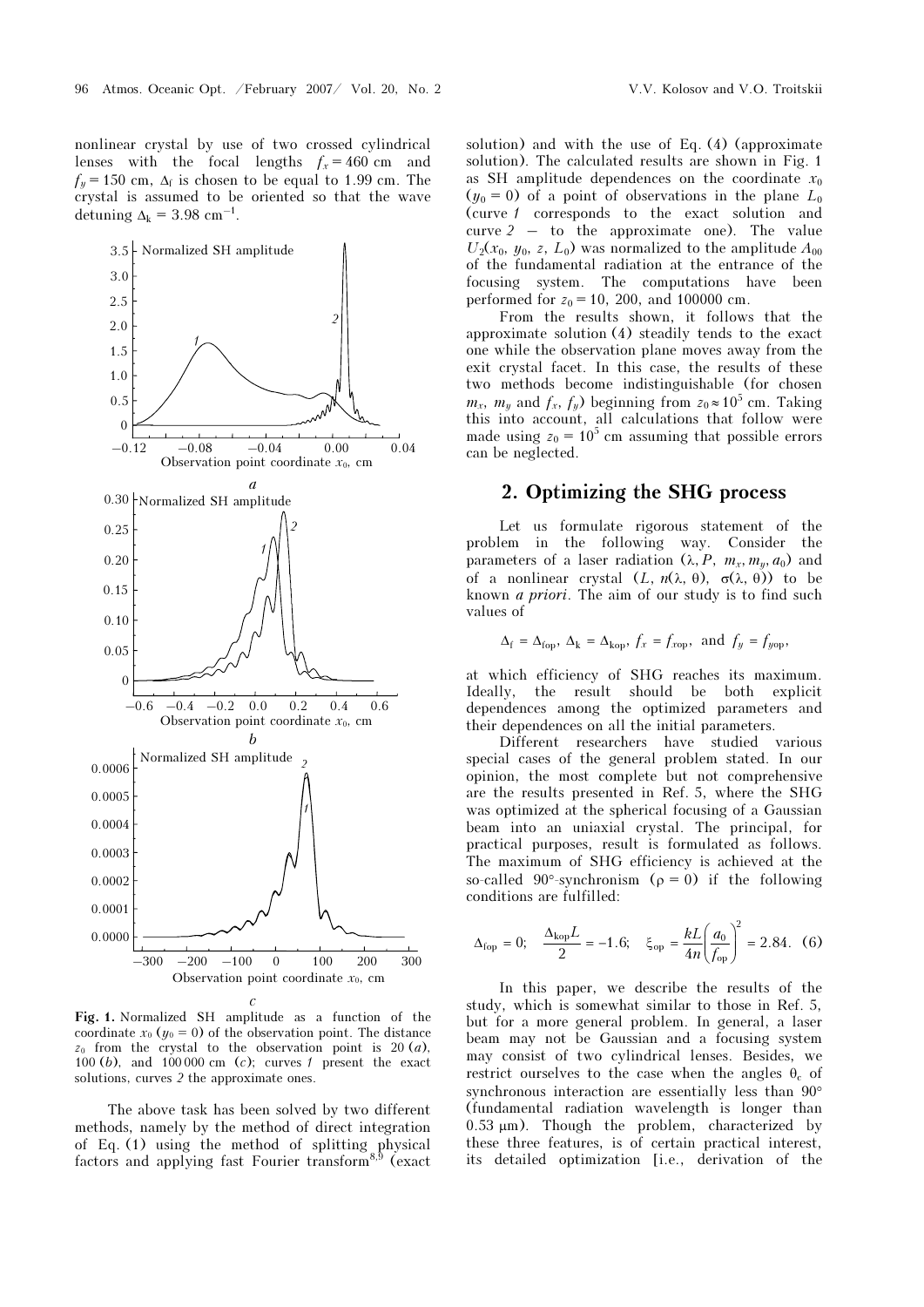nonlinear crystal by use of two crossed cylindrical lenses with the focal lengths $f_x = 460$ cm and $f_y = 150$ cm, $\Delta_f$ is chosen to be equal to 1.99 cm. The crystal is assumed to be oriented so that the wave detuning $\Delta_k = 3.98$ cm$^{-1}$.

**Fig. 1.** Normalized SH amplitude as a function of the coordinate $x_0$ ($y_0 = 0$) of the observation point. The distance $z_0$ from the crystal to the observation point is 20 (*a*), 100 (*b*), and 100 000 cm (*c*); curves *1* present the exact solutions, curves *2* the approximate ones.

The above task has been solved by two different methods, namely by the method of direct integration of Eq. (1) using the method of splitting physical factors and applying fast Fourier transform[8,9] (exact solution) and with the use of Eq. (4) (approximate solution). The calculated results are shown in Fig. 1 as SH amplitude dependences on the coordinate $x_0$ ($y_0 = 0$) of a point of observations in the plane $L_0$ (curve *1* corresponds to the exact solution and curve *2* – to the approximate one). The value $U_2(x_0, y_0, z, L_0)$ was normalized to the amplitude $A_{00}$ of the fundamental radiation at the entrance of the focusing system. The computations have been performed for $z_0 = 10$, 200, and 100000 cm.

From the results shown, it follows that the approximate solution (4) steadily tends to the exact one while the observation plane moves away from the exit crystal facet. In this case, the results of these two methods become indistinguishable (for chosen $m_x$, $m_y$ and $f_x$, $f_y$) beginning from $z_0 \approx 10^5$ cm. Taking this into account, all calculations that follow were made using $z_0 = 10^5$ cm assuming that possible errors can be neglected.

## 2. Optimizing the SHG process

Let us formulate rigorous statement of the problem in the following way. Consider the parameters of a laser radiation ($\lambda$, $P$, $m_x$, $m_y$, $a_0$) and of a nonlinear crystal ($L$, $n(\lambda, \theta)$, $\sigma(\lambda, \theta)$) to be known *a priori*. The aim of our study is to find such values of

$$\Delta_f = \Delta_{fop},\ \Delta_k = \Delta_{kop},\ f_x = f_{xop},\ \text{and}\ f_y = f_{yop},$$

at which efficiency of SHG reaches its maximum. Ideally, the result should be both explicit dependences among the optimized parameters and their dependences on all the initial parameters.

Different researchers have studied various special cases of the general problem stated. In our opinion, the most complete but not comprehensive are the results presented in Ref. 5, where the SHG was optimized at the spherical focusing of a Gaussian beam into an uniaxial crystal. The principal, for practical purposes, result is formulated as follows. The maximum of SHG efficiency is achieved at the so-called 90°-synchronism ($\rho = 0$) if the following conditions are fulfilled:

$$\Delta_{fop} = 0;\quad \frac{\Delta_{kop}L}{2} = -1.6;\quad \xi_{op} = \frac{kL}{4n}\left(\frac{a_0}{f_{op}}\right)^2 = 2.84. \quad (6)$$

In this paper, we describe the results of the study, which is somewhat similar to those in Ref. 5, but for a more general problem. In general, a laser beam may not be Gaussian and a focusing system may consist of two cylindrical lenses. Besides, we restrict ourselves to the case when the angles $\theta_c$ of synchronous interaction are essentially less than 90° (fundamental radiation wavelength is longer than 0.53 μm). Though the problem, characterized by these three features, is of certain practical interest, its detailed optimization [i.e., derivation of the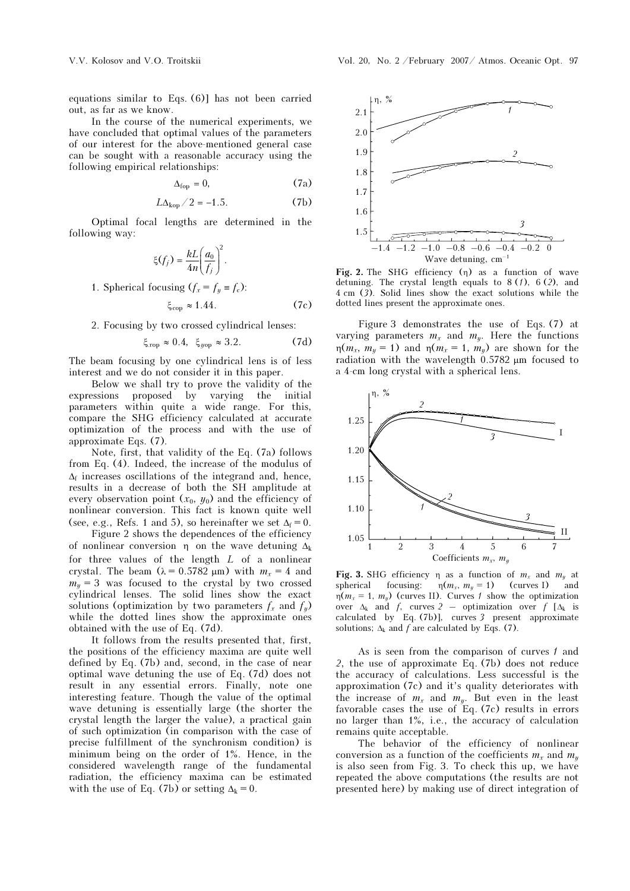equations similar to Eqs. (6)] has not been carried out, as far as we know.

In the course of the numerical experiments, we have concluded that optimal values of the parameters of our interest for the above-mentioned general case can be sought with a reasonable accuracy using the following empirical relationships:

$$\Delta_{\text{fop}} = 0, \tag{7a}$$

$$L\Delta_{\text{kop}}/2 = -1.5. \tag{7b}$$

Optimal focal lengths are determined in the following way:

$$\xi(f_j) = \frac{kL}{4n}\left(\frac{a_0}{f_j}\right)^2.$$

1. Spherical focusing ($f_x = f_y \equiv f_c$):

$$\xi_{\text{cop}} \approx 1.44. \tag{7c}$$

2. Focusing by two crossed cylindrical lenses:

$$\xi_{x\text{op}} \approx 0.4, \quad \xi_{y\text{op}} \approx 3.2. \tag{7d}$$

The beam focusing by one cylindrical lens is of less interest and we do not consider it in this paper.

Below we shall try to prove the validity of the expressions proposed by varying the initial parameters within quite a wide range. For this, compare the SHG efficiency calculated at accurate optimization of the process and with the use of approximate Eqs. (7).

Note, first, that validity of the Eq. (7a) follows from Eq. (4). Indeed, the increase of the modulus of $\Delta_{\text{f}}$ increases oscillations of the integrand and, hence, results in a decrease of both the SH amplitude at every observation point ($x_0$, $y_0$) and the efficiency of nonlinear conversion. This fact is known quite well (see, e.g., Refs. 1 and 5), so hereinafter we set $\Delta_{\text{f}} = 0$.

Figure 2 shows the dependences of the efficiency of nonlinear conversion $\eta$ on the wave detuning $\Delta_{\text{k}}$ for three values of the length $L$ of a nonlinear crystal. The beam ($\lambda = 0.5782$ μm) with $m_x = 4$ and $m_y = 3$ was focused to the crystal by two crossed cylindrical lenses. The solid lines show the exact solutions (optimization by two parameters $f_x$ and $f_y$) while the dotted lines show the approximate ones obtained with the use of Eq. (7d).

It follows from the results presented that, first, the positions of the efficiency maxima are quite well defined by Eq. (7b) and, second, in the case of near optimal wave detuning the use of Eq. (7d) does not result in any essential errors. Finally, note one interesting feature. Though the value of the optimal wave detuning is essentially large (the shorter the crystal length the larger the value), a practical gain of such optimization (in comparison with the case of precise fulfillment of the synchronism condition) is minimum being on the order of 1%. Hence, in the considered wavelength range of the fundamental radiation, the efficiency maxima can be estimated with the use of Eq. (7b) or setting $\Delta_{\text{k}} = 0$.

**Fig. 2.** The SHG efficiency ($\eta$) as a function of wave detuning. The crystal length equals to 8 (*1*), 6 (*2*), and 4 cm (*3*). Solid lines show the exact solutions while the dotted lines present the approximate ones.

Figure 3 demonstrates the use of Eqs. (7) at varying parameters $m_x$ and $m_y$. Here the functions $\eta(m_x, m_y = 1)$ and $\eta(m_x = 1, m_y)$ are shown for the radiation with the wavelength 0.5782 μm focused to a 4-cm long crystal with a spherical lens.

**Fig. 3.** SHG efficiency $\eta$ as a function of $m_x$ and $m_y$ at spherical focusing: $\eta(m_x, m_y = 1)$ (curves I) and $\eta(m_x = 1, m_y)$ (curves II). Curves *1* show the optimization over $\Delta_{\text{k}}$ and $f$, curves *2* – optimization over $f$ [$\Delta_{\text{k}}$ is calculated by Eq. (7b)], curves *3* present approximate solutions; $\Delta_{\text{k}}$ and $f$ are calculated by Eqs. (7).

As is seen from the comparison of curves *1* and *2*, the use of approximate Eq. (7b) does not reduce the accuracy of calculations. Less successful is the approximation (7c) and it's quality deteriorates with the increase of $m_x$ and $m_y$. But even in the least favorable cases the use of Eq. (7c) results in errors no larger than 1%, i.e., the accuracy of calculation remains quite acceptable.

The behavior of the efficiency of nonlinear conversion as a function of the coefficients $m_x$ and $m_y$ is also seen from Fig. 3. To check this up, we have repeated the above computations (the results are not presented here) by making use of direct integration of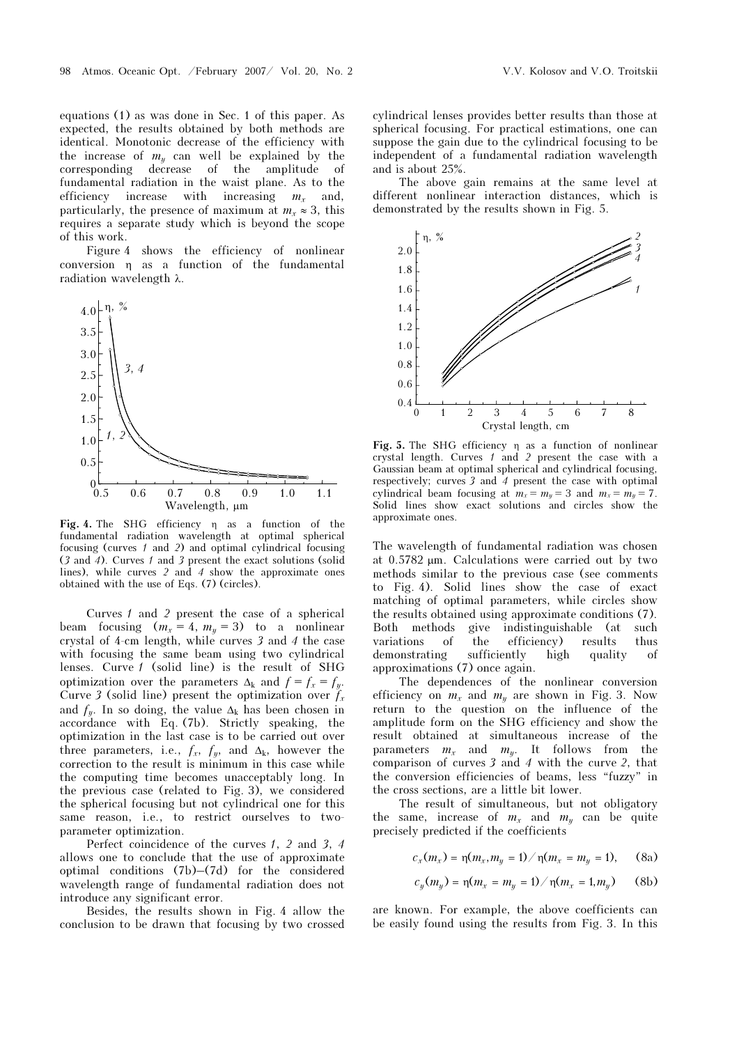equations (1) as was done in Sec. 1 of this paper. As expected, the results obtained by both methods are identical. Monotonic decrease of the efficiency with the increase of $m_y$ can well be explained by the corresponding decrease of the amplitude of fundamental radiation in the waist plane. As to the efficiency increase with increasing $m_x$ and, particularly, the presence of maximum at $m_x \approx 3$, this requires a separate study which is beyond the scope of this work.

Figure 4 shows the efficiency of nonlinear conversion η as a function of the fundamental radiation wavelength λ.

**Fig. 4.** The SHG efficiency η as a function of the fundamental radiation wavelength at optimal spherical focusing (curves *1* and *2*) and optimal cylindrical focusing (*3* and *4*). Curves *1* and *3* present the exact solutions (solid lines), while curves *2* and *4* show the approximate ones obtained with the use of Eqs. (7) (circles).

Curves *1* and *2* present the case of a spherical beam focusing ($m_x = 4$, $m_y = 3$) to a nonlinear crystal of 4-cm length, while curves *3* and *4* the case with focusing the same beam using two cylindrical lenses. Curve *1* (solid line) is the result of SHG optimization over the parameters $\Delta_k$ and $f = f_x = f_y$. Curve *3* (solid line) present the optimization over $f_x$ and $f_y$. In so doing, the value $\Delta_k$ has been chosen in accordance with Eq. (7b). Strictly speaking, the optimization in the last case is to be carried out over three parameters, i.e., $f_x$, $f_y$, and $\Delta_k$, however the correction to the result is minimum in this case while the computing time becomes unacceptably long. In the previous case (related to Fig. 3), we considered the spherical focusing but not cylindrical one for this same reason, i.e., to restrict ourselves to two-parameter optimization.

Perfect coincidence of the curves *1*, *2* and *3*, *4* allows one to conclude that the use of approximate optimal conditions (7b)–(7d) for the considered wavelength range of fundamental radiation does not introduce any significant error.

Besides, the results shown in Fig. 4 allow the conclusion to be drawn that focusing by two crossed cylindrical lenses provides better results than those at spherical focusing. For practical estimations, one can suppose the gain due to the cylindrical focusing to be independent of a fundamental radiation wavelength and is about 25%.

The above gain remains at the same level at different nonlinear interaction distances, which is demonstrated by the results shown in Fig. 5.

**Fig. 5.** The SHG efficiency η as a function of nonlinear crystal length. Curves *1* and *2* present the case with a Gaussian beam at optimal spherical and cylindrical focusing, respectively; curves *3* and *4* present the case with optimal cylindrical beam focusing at $m_x = m_y = 3$ and $m_x = m_y = 7$. Solid lines show exact solutions and circles show the approximate ones.

The wavelength of fundamental radiation was chosen at 0.5782 μm. Calculations were carried out by two methods similar to the previous case (see comments to Fig. 4). Solid lines show the case of exact matching of optimal parameters, while circles show the results obtained using approximate conditions (7). Both methods give indistinguishable (at such variations of the efficiency) results thus demonstrating sufficiently high quality of approximations (7) once again.

The dependences of the nonlinear conversion efficiency on $m_x$ and $m_y$ are shown in Fig. 3. Now return to the question on the influence of the amplitude form on the SHG efficiency and show the result obtained at simultaneous increase of the parameters $m_x$ and $m_y$. It follows from the comparison of curves *3* and *4* with the curve *2*, that the conversion efficiencies of beams, less "fuzzy" in the cross sections, are a little bit lower.

The result of simultaneous, but not obligatory the same, increase of $m_x$ and $m_y$ can be quite precisely predicted if the coefficients

$$c_x(m_x) = \eta(m_x, m_y = 1) / \eta(m_x = m_y = 1), \quad \text{(8a)}$$

$$c_y(m_y) = \eta(m_x = m_y = 1) / \eta(m_x = 1, m_y) \quad \text{(8b)}$$

are known. For example, the above coefficients can be easily found using the results from Fig. 3. In this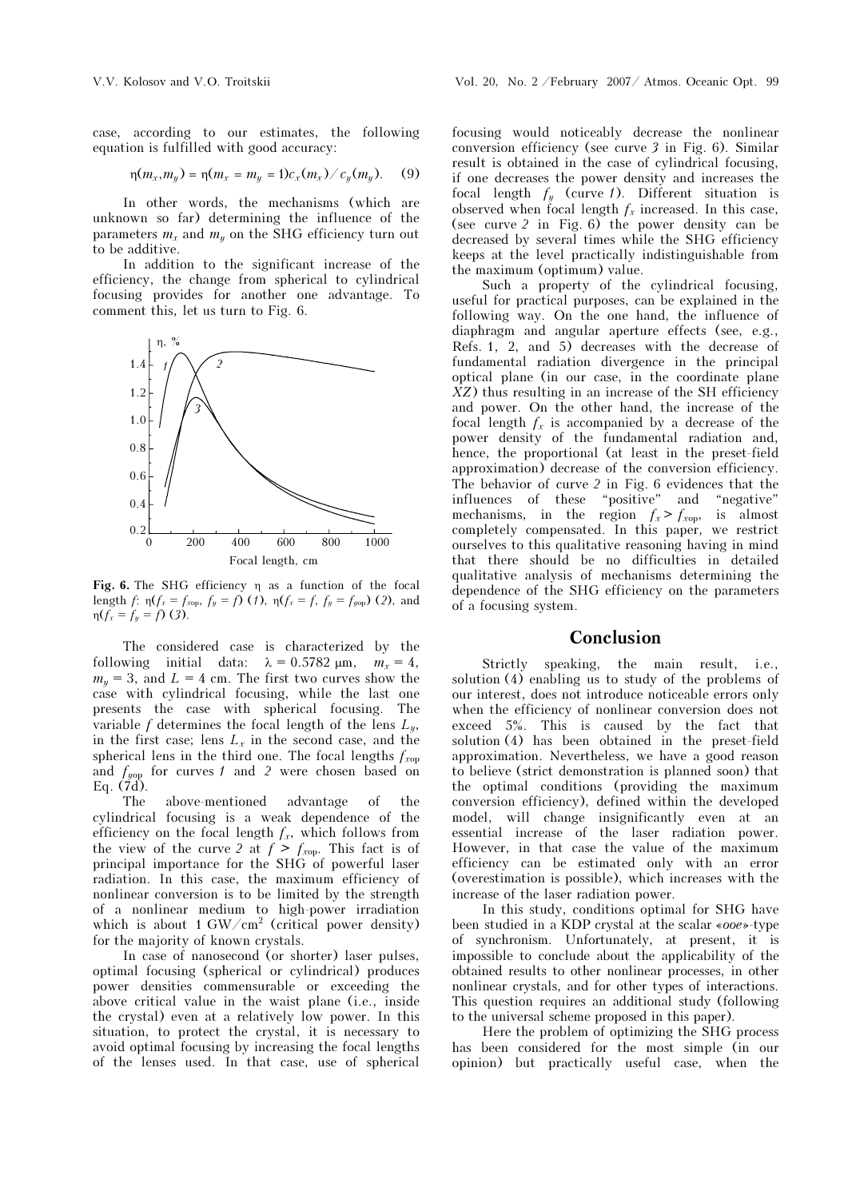case, according to our estimates, the following equation is fulfilled with good accuracy:

$$\eta(m_x, m_y) = \eta(m_x = m_y = 1)c_x(m_x)/c_y(m_y). \quad (9)$$

In other words, the mechanisms (which are unknown so far) determining the influence of the parameters $m_x$ and $m_y$ on the SHG efficiency turn out to be additive.

In addition to the significant increase of the efficiency, the change from spherical to cylindrical focusing provides for another one advantage. To comment this, let us turn to Fig. 6.

**Fig. 6.** The SHG efficiency $\eta$ as a function of the focal length $f$: $\eta(f_x = f_{xop}, f_y = f)$ (*1*), $\eta(f_x = f, f_y = f_{yop})$ (*2*), and $\eta(f_x = f_y = f)$ (*3*).

The considered case is characterized by the following initial data: $\lambda = 0.5782$ μm, $m_x = 4$, $m_y = 3$, and $L = 4$ cm. The first two curves show the case with cylindrical focusing, while the last one presents the case with spherical focusing. The variable $f$ determines the focal length of the lens $L_y$, in the first case; lens $L_x$ in the second case, and the spherical lens in the third one. The focal lengths $f_{xop}$ and $f_{yop}$ for curves *1* and *2* were chosen based on Eq. (7d).

The above-mentioned advantage of the cylindrical focusing is a weak dependence of the efficiency on the focal length $f_x$, which follows from the view of the curve *2* at $f > f_{xop}$. This fact is of principal importance for the SHG of powerful laser radiation. In this case, the maximum efficiency of nonlinear conversion is to be limited by the strength of a nonlinear medium to high-power irradiation which is about 1 GW/cm$^2$ (critical power density) for the majority of known crystals.

In case of nanosecond (or shorter) laser pulses, optimal focusing (spherical or cylindrical) produces power densities commensurable or exceeding the above critical value in the waist plane (i.e., inside the crystal) even at a relatively low power. In this situation, to protect the crystal, it is necessary to avoid optimal focusing by increasing the focal lengths of the lenses used. In that case, use of spherical focusing would noticeably decrease the nonlinear conversion efficiency (see curve *3* in Fig. 6). Similar result is obtained in the case of cylindrical focusing, if one decreases the power density and increases the focal length $f_y$ (curve *1*). Different situation is observed when focal length $f_x$ increased. In this case, (see curve *2* in Fig. 6) the power density can be decreased by several times while the SHG efficiency keeps at the level practically indistinguishable from the maximum (optimum) value.

Such a property of the cylindrical focusing, useful for practical purposes, can be explained in the following way. On the one hand, the influence of diaphragm and angular aperture effects (see, e.g., Refs. 1, 2, and 5) decreases with the decrease of fundamental radiation divergence in the principal optical plane (in our case, in the coordinate plane *XZ*) thus resulting in an increase of the SH efficiency and power. On the other hand, the increase of the focal length $f_x$ is accompanied by a decrease of the power density of the fundamental radiation and, hence, the proportional (at least in the preset-field approximation) decrease of the conversion efficiency. The behavior of curve *2* in Fig. 6 evidences that the influences of these "positive" and "negative" mechanisms, in the region $f_x > f_{xop}$, is almost completely compensated. In this paper, we restrict ourselves to this qualitative reasoning having in mind that there should be no difficulties in detailed qualitative analysis of mechanisms determining the dependence of the SHG efficiency on the parameters of a focusing system.

## Conclusion

Strictly speaking, the main result, i.e., solution (4) enabling us to study of the problems of our interest, does not introduce noticeable errors only when the efficiency of nonlinear conversion does not exceed 5%. This is caused by the fact that solution (4) has been obtained in the preset-field approximation. Nevertheless, we have a good reason to believe (strict demonstration is planned soon) that the optimal conditions (providing the maximum conversion efficiency), defined within the developed model, will change insignificantly even at an essential increase of the laser radiation power. However, in that case the value of the maximum efficiency can be estimated only with an error (overestimation is possible), which increases with the increase of the laser radiation power.

In this study, conditions optimal for SHG have been studied in a KDP crystal at the scalar «*ooe*»-type of synchronism. Unfortunately, at present, it is impossible to conclude about the applicability of the obtained results to other nonlinear processes, in other nonlinear crystals, and for other types of interactions. This question requires an additional study (following to the universal scheme proposed in this paper).

Here the problem of optimizing the SHG process has been considered for the most simple (in our opinion) but practically useful case, when the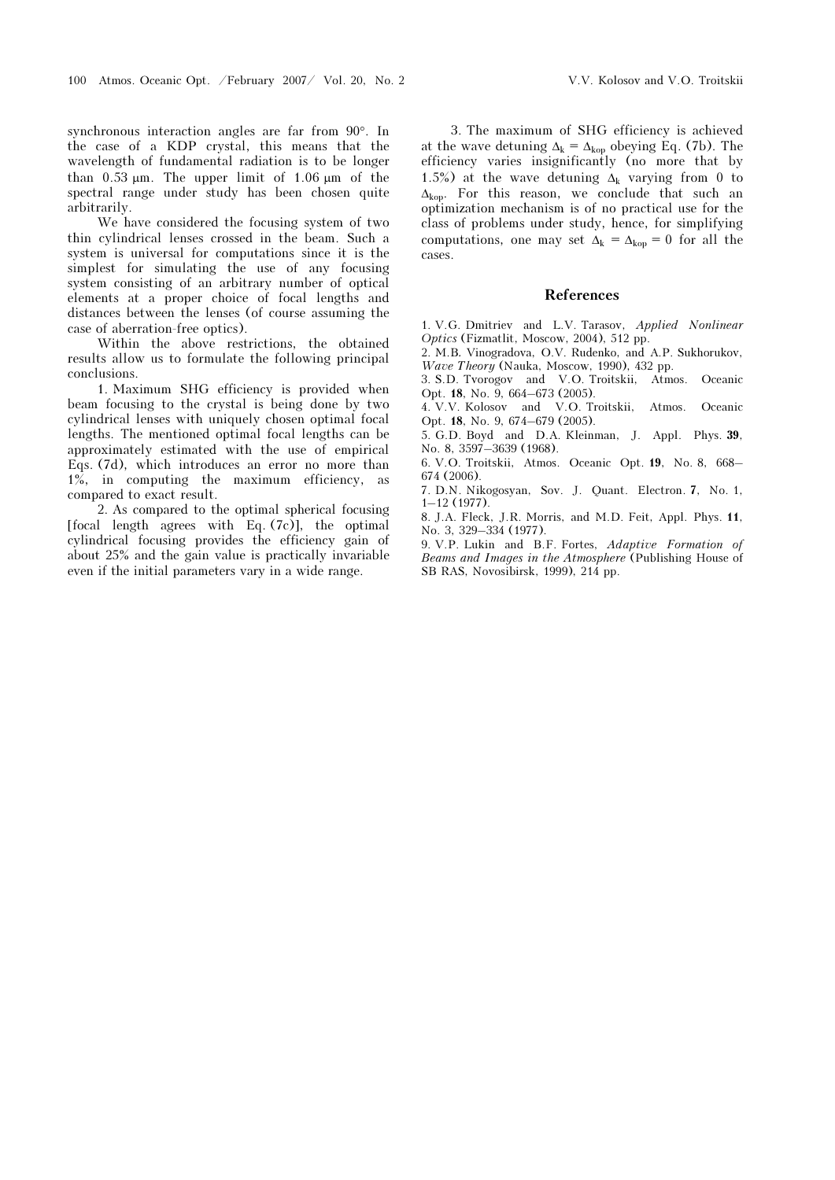synchronous interaction angles are far from 90°. In the case of a KDP crystal, this means that the wavelength of fundamental radiation is to be longer than 0.53 μm. The upper limit of 1.06 μm of the spectral range under study has been chosen quite arbitrarily.

We have considered the focusing system of two thin cylindrical lenses crossed in the beam. Such a system is universal for computations since it is the simplest for simulating the use of any focusing system consisting of an arbitrary number of optical elements at a proper choice of focal lengths and distances between the lenses (of course assuming the case of aberration-free optics).

Within the above restrictions, the obtained results allow us to formulate the following principal conclusions.

1. Maximum SHG efficiency is provided when beam focusing to the crystal is being done by two cylindrical lenses with uniquely chosen optimal focal lengths. The mentioned optimal focal lengths can be approximately estimated with the use of empirical Eqs. (7d), which introduces an error no more than 1%, in computing the maximum efficiency, as compared to exact result.

2. As compared to the optimal spherical focusing [focal length agrees with Eq. (7c)], the optimal cylindrical focusing provides the efficiency gain of about 25% and the gain value is practically invariable even if the initial parameters vary in a wide range.

3. The maximum of SHG efficiency is achieved at the wave detuning $\Delta_k = \Delta_{kop}$ obeying Eq. (7b). The efficiency varies insignificantly (no more that by 1.5%) at the wave detuning $\Delta_k$ varying from 0 to $\Delta_{kop}$. For this reason, we conclude that such an optimization mechanism is of no practical use for the class of problems under study, hence, for simplifying computations, one may set $\Delta_k = \Delta_{kop} = 0$ for all the cases.

## References

1. V.G. Dmitriev and L.V. Tarasov, *Applied Nonlinear Optics* (Fizmatlit, Moscow, 2004), 512 pp.
2. M.B. Vinogradova, O.V. Rudenko, and A.P. Sukhorukov, *Wave Theory* (Nauka, Moscow, 1990), 432 pp.
3. S.D. Tvorogov and V.O. Troitskii, Atmos. Oceanic Opt. **18**, No. 9, 664–673 (2005).
4. V.V. Kolosov and V.O. Troitskii, Atmos. Oceanic Opt. **18**, No. 9, 674–679 (2005).
5. G.D. Boyd and D.A. Kleinman, J. Appl. Phys. **39**, No. 8, 3597–3639 (1968).
6. V.O. Troitskii, Atmos. Oceanic Opt. **19**, No. 8, 668–674 (2006).
7. D.N. Nikogosyan, Sov. J. Quant. Electron. **7**, No. 1, 1–12 (1977).
8. J.A. Fleck, J.R. Morris, and M.D. Feit, Appl. Phys. **11**, No. 3, 329–334 (1977).
9. V.P. Lukin and B.F. Fortes, *Adaptive Formation of Beams and Images in the Atmosphere* (Publishing House of SB RAS, Novosibirsk, 1999), 214 pp.